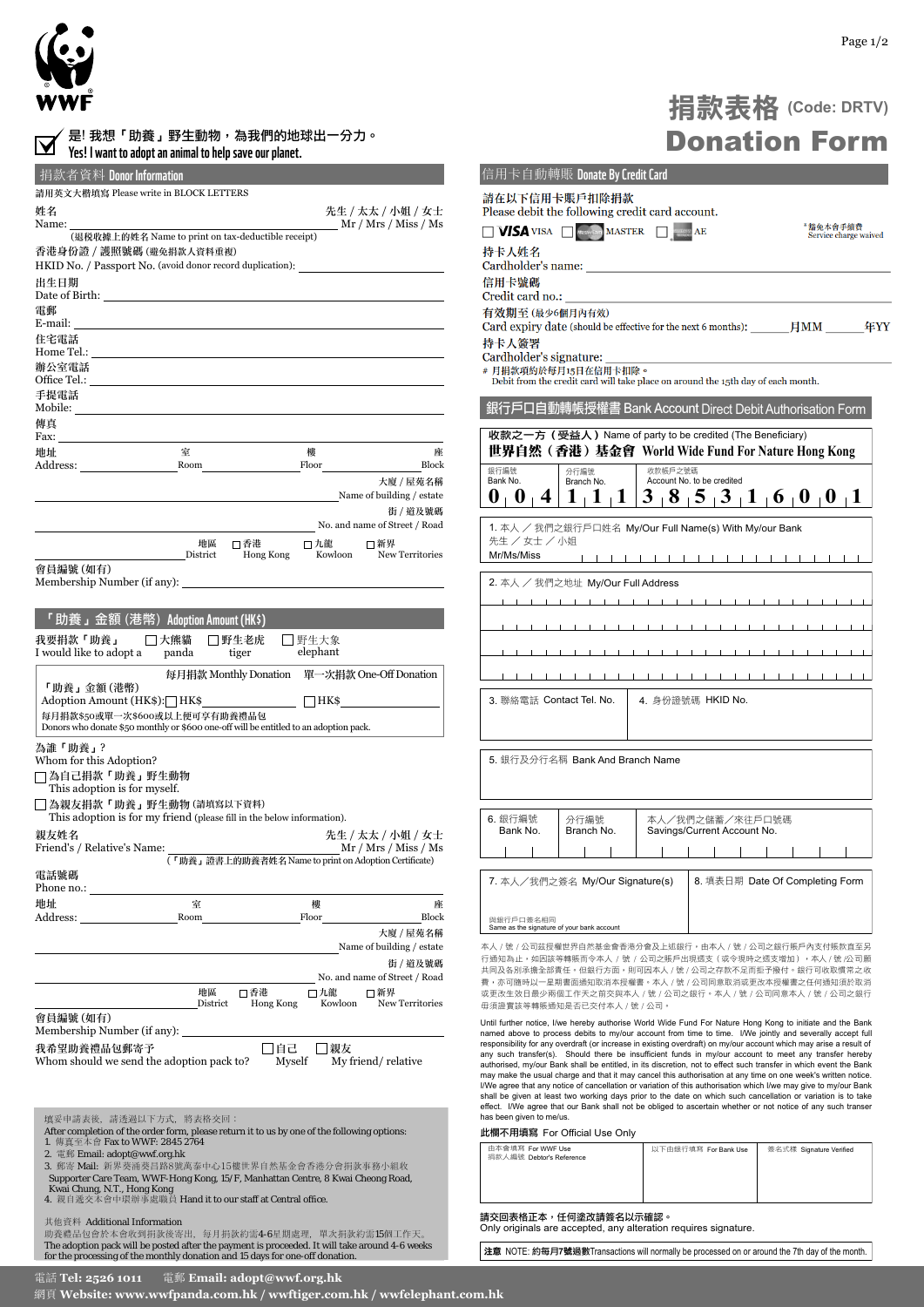WWF

# 捐款表格 (Code: DRTV)
# Donation Form

☑ 是! 我想「助養」野生動物，為我們的地球出一分力。
**Yes! I want to adopt an animal to help save our planet.**

## 捐款者資料 Donor Information

請用英文大楷填寫 Please write in BLOCK LETTERS

姓名
Name: ______________________ 先生 / 太太 / 小姐 / 女士 Mr / Mrs / Miss / Ms
(退稅收據上的姓名 Name to print on tax-deductible receipt)

香港身份證 / 護照號碼 (避免捐款人資料重複)
HKID No. / Passport No. (avoid donor record duplication): ______________________

出生日期
Date of Birth: ______________________

電郵
E-mail: ______________________

住宅電話
Home Tel.: ______________________

辦公室電話
Office Tel.: ______________________

手提電話
Mobile: ______________________

傳真
Fax: ______________________

地址
Address: ________ 室 Room ________ 樓 Floor ________ 座 Block

________________________ 大廈 / 屋苑名稱 Name of building / estate

________________________ 街 / 道及號碼 No. and name of Street / Road

________ 地區 District ☐ 香港 Hong Kong ☐ 九龍 Kowloon ☐ 新界 New Territories

會員編號 (如有)
Membership Number (if any): ______________________

## 「助養」金額 (港幣) Adoption Amount (HK$)

我要捐款「助養」
I would like to adopt a ☐ 大熊貓 panda ☐ 野生老虎 tiger ☐ 野生大象 elephant

| | 每月捐款 Monthly Donation | 單一次捐款 One-Off Donation |
|---|---|---|
| 「助養」金額 (港幣) Adoption Amount (HK$): | ☐ HK$ ________ | ☐ HK$ ________ |

每月捐款$50或單一次$600或以上便可享有助養禮品包
Donors who donate $50 monthly or $600 one-off will be entitled to an adoption pack.

為誰「助養」?
Whom for this Adoption?

☐ 為自己捐款「助養」野生動物
This adoption is for myself.

☐ 為親友捐款「助養」野生動物 (請填寫以下資料)
This adoption is for my friend (please fill in the below information).

親友姓名
Friend's / Relative's Name: ______________________ 先生 / 太太 / 小姐 / 女士 Mr / Mrs / Miss / Ms
(「助養」證書上的助養者姓名 Name to print on Adoption Certificate)

電話號碼
Phone no.: ______________________

地址
Address: ________ 室 Room ________ 樓 Floor ________ 座 Block

________________________ 大廈 / 屋苑名稱 Name of building / estate

________________________ 街 / 道及號碼 No. and name of Street / Road

________ 地區 District ☐ 香港 Hong Kong ☐ 九龍 Kowloon ☐ 新界 New Territories

會員編號 (如有)
Membership Number (if any): ______________________

我希望助養禮品包郵寄予
Whom should we send the adoption pack to? ☐ 自己 Myself ☐ 親友 My friend/ relative

填妥申請表後，請透過以下方式，將表格交回：
After completion of the order form, please return it to us by one of the following options:
1. 傳真至本會 Fax to WWF: 2845 2764
2. 電郵 Email: adopt@wwf.org.hk
3. 郵寄 Mail: 新界葵涌葵昌路8號萬泰中心15樓世界自然基金會香港分會捐款事務小組收 Supporter Care Team, WWF-Hong Kong, 15/F, Manhattan Centre, 8 Kwai Cheong Road, Kwai Chung, N.T., Hong Kong
4. 親自遞交本會中環辦事處職員 Hand it to our staff at Central office.

其他資料 Additional Information
助養禮品包會於本會收到捐款後寄出，每月捐款約需4-6星期處理，單次捐款約需15個工作天。
The adoption pack will be posted after the payment is proceeded. It will take around 4-6 weeks for the processing of the monthly donation and 15 days for one-off donation.

## 信用卡自動轉賬 Donate By Credit Card

請在以下信用卡賬戶扣除捐款
Please debit the following credit card account.

☐ VISA ☐ MASTER ☐ AE *豁免本會手續費 Service charge waived

持卡人姓名
Cardholder's name: ______________________

信用卡號碼
Credit card no.: ______________________

有效期至 (最少6個月內有效)
Card expiry date (should be effective for the next 6 months): ______ 月MM ______ 年YY

持卡人簽署
Cardholder's signature: ______________________

# 月捐款項約於每月15日在信用卡扣除。
Debit from the credit card will take place on around the 15th day of each month.

## 銀行戶口自動轉帳授權書 Bank Account Direct Debit Authorisation Form

收款之一方（受益人）Name of party to be credited (The Beneficiary)
**世界自然（香港）基金會 World Wide Fund For Nature Hong Kong**

| 銀行編號 Bank No. | 分行編號 Branch No. | 收款帳戶之號碼 Account No. to be credited |
|---|---|---|
| 0 0 4 | 1 1 1 | 3 8 5 3 1 6 0 0 1 |

1. 本人 ／ 我們之銀行戶口姓名 My/Our Full Name(s) With My/our Bank
先生 ／ 女士 ／ 小姐
Mr/Ms/Miss

2. 本人 ／ 我們之地址 My/Our Full Address

3. 聯絡電話 Contact Tel. No.

4. 身份證號碼 HKID No.

5. 銀行及分行名稱 Bank And Branch Name

| 6. 銀行編號 Bank No. | 分行編號 Branch No. | 本人／我們之儲蓄／來往戶口號碼 Savings/Current Account No. |
|---|---|---|
| | | |

| 7. 本人／我們之簽名 My/Our Signature(s) | 8. 填表日期 Date Of Completing Form |
|---|---|
| 與銀行戶口簽名相同 Same as the signature of your bank account | |

本人 / 號 / 公司茲授權世界自然基金會香港分會從上述銀行，由本人 / 號 / 公司之賬戶內支付賬款直至另行通知為止。如因該等轉賬而令本人 / 號 / 公司之賬戶出現透支（或令現時之透支增加），本人 / 號 /公司願共同及各別承擔全部責任。但銀行方面，則可因本人 / 號 / 公司之存款不足而拒予撥付。銀行可收取慣常之收費，亦可隨時以一星期書面通知取消此項授權書。本人 / 號 / 公司同意取消或更改本授權書之任何通知須於取消或更改生效日最少兩個工作天之前交與本人 / 號 / 公司之銀行。本人 / 號 / 公司同意本人 / 號 / 公司之銀行毋須證實該等轉賬通知是否已交付本人 / 號 / 公司。

Until further notice, I/we hereby authorise World Wide Fund For Nature Hong Kong to initiate and the Bank named above to process debits to my/our account from time to time. I/We jointly and severally accept full responsibility for any overdraft (or increase in existing overdraft) on my/our account which may arise a result of any such transfer(s). Should there be insufficient funds in my/our account to meet any transfer hereby authorised, my/our Bank shall be entitled, in its discretion, not to effect such transfer in which event the Bank may make the usual charge and that it may cancel this authorisation at any time on one week's written notice. I/We agree that any notice of cancellation or variation of this authorisation which I/we may give to my/our Bank shall be given at least two working days prior to the date on which such cancellation or variation is to take effect. I/We agree that our Bank shall not be obliged to ascertain whether or not notice of any such transfer has been given to me/us.

**此欄不用填寫 For Official Use Only**

| 由本會填寫 For WWF Use 捐款人編號 Debtor's Reference | 以下由銀行填寫 For Bank Use | 簽名式樣 Signature Verified |
|---|---|---|
| | | |

**請交回表格正本，任何塗改請簽名以示確認。**
Only originals are accepted, any alteration requires signature.

**注意** NOTE: **約每月7號過數**Transactions will normally be processed on or around the 7th day of the month.

電話 **Tel: 2526 1011** 電郵 **Email: adopt@wwf.org.hk**
網頁 **Website: www.wwfpanda.com.hk / wwftiger.com.hk / wwfelephant.com.hk**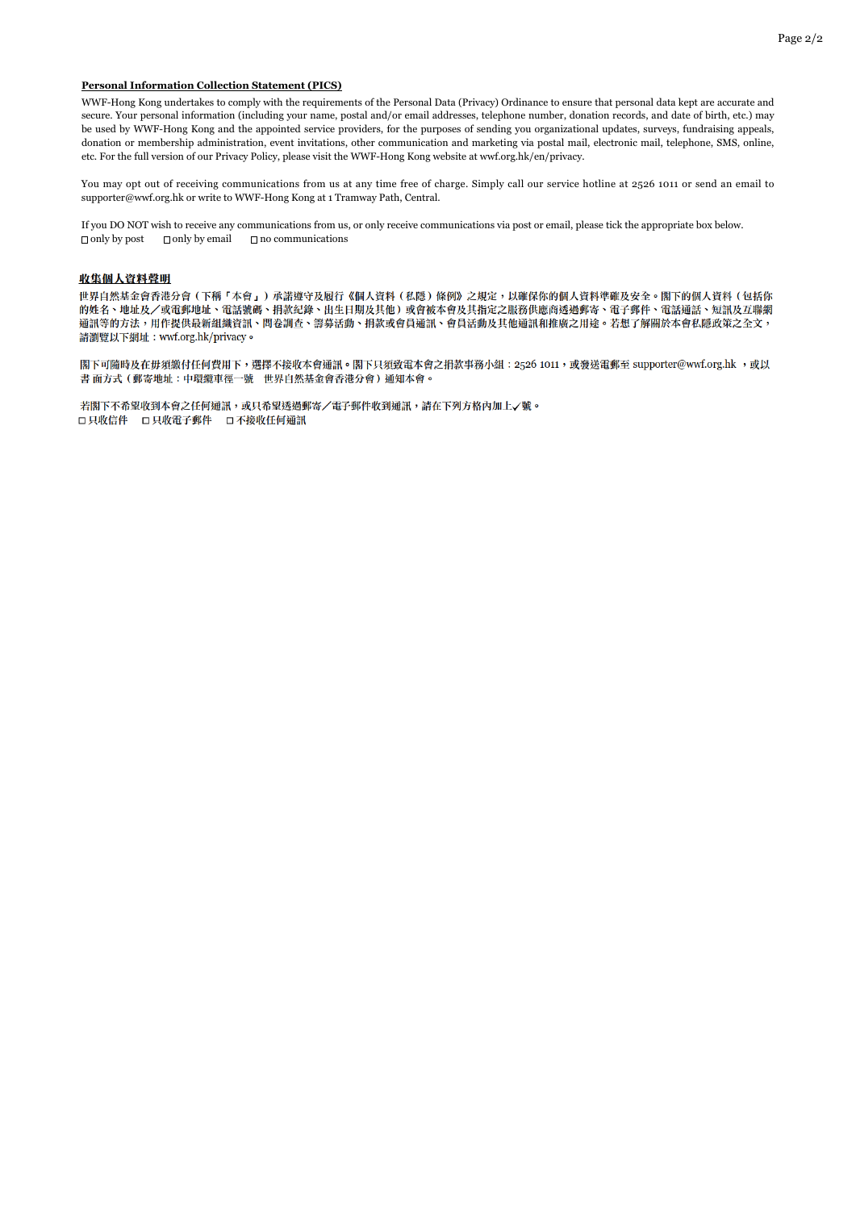**Personal Information Collection Statement (PICS)**

WWF-Hong Kong undertakes to comply with the requirements of the Personal Data (Privacy) Ordinance to ensure that personal data kept are accurate and secure. Your personal information (including your name, postal and/or email addresses, telephone number, donation records, and date of birth, etc.) may be used by WWF-Hong Kong and the appointed service providers, for the purposes of sending you organizational updates, surveys, fundraising appeals, donation or membership administration, event invitations, other communication and marketing via postal mail, electronic mail, telephone, SMS, online, etc. For the full version of our Privacy Policy, please visit the WWF-Hong Kong website at wwf.org.hk/en/privacy.

You may opt out of receiving communications from us at any time free of charge. Simply call our service hotline at 2526 1011 or send an email to supporter@wwf.org.hk or write to WWF-Hong Kong at 1 Tramway Path, Central.

If you DO NOT wish to receive any communications from us, or only receive communications via post or email, please tick the appropriate box below.

☐ only by post ☐ only by email ☐ no communications

**收集個人資料聲明**

世界自然基金會香港分會（下稱「本會」）承諾遵守及履行《個人資料（私隱）條例》之規定，以確保你的個人資料準確及安全。閣下的個人資料（包括你的姓名、地址及／或電郵地址、電話號碼、捐款紀錄、出生日期及其他）或會被本會及其指定之服務供應商透過郵寄、電子郵件、電話通話、短訊及互聯網通訊等的方法，用作提供最新組織資訊、問卷調查、籌募活動、捐款或會員通訊、會員活動及其他通訊和推廣之用途。若想了解關於本會私隱政策之全文，請瀏覽以下網址：wwf.org.hk/privacy。

閣下可隨時及在毋須繳付任何費用下，選擇不接收本會通訊。閣下只須致電本會之捐款事務小組：2526 1011，或發送電郵至 supporter@wwf.org.hk ，或以書面方式（郵寄地址：中環纜車徑一號 世界自然基金會香港分會）通知本會。

若閣下不希望收到本會之任何通訊，或只希望透過郵寄／電子郵件收到通訊，請在下列方格內加上✓號。

☐ 只收信件 ☐ 只收電子郵件 ☐ 不接收任何通訊